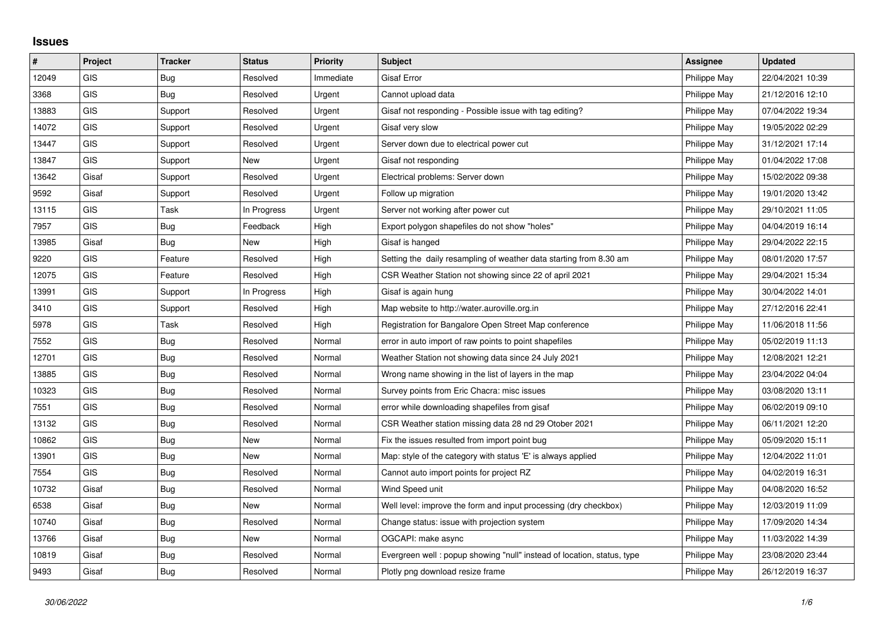## Issues

| # | Project | Tracker | Status | Priority | Subject | Assignee | Updated |
|---|---|---|---|---|---|---|---|
| 12049 | GIS | Bug | Resolved | Immediate | Gisaf Error | Philippe May | 22/04/2021 10:39 |
| 3368 | GIS | Bug | Resolved | Urgent | Cannot upload data | Philippe May | 21/12/2016 12:10 |
| 13883 | GIS | Support | Resolved | Urgent | Gisaf not responding - Possible issue with tag editing? | Philippe May | 07/04/2022 19:34 |
| 14072 | GIS | Support | Resolved | Urgent | Gisaf very slow | Philippe May | 19/05/2022 02:29 |
| 13447 | GIS | Support | Resolved | Urgent | Server down due to electrical power cut | Philippe May | 31/12/2021 17:14 |
| 13847 | GIS | Support | New | Urgent | Gisaf not responding | Philippe May | 01/04/2022 17:08 |
| 13642 | Gisaf | Support | Resolved | Urgent | Electrical problems: Server down | Philippe May | 15/02/2022 09:38 |
| 9592 | Gisaf | Support | Resolved | Urgent | Follow up migration | Philippe May | 19/01/2020 13:42 |
| 13115 | GIS | Task | In Progress | Urgent | Server not working after power cut | Philippe May | 29/10/2021 11:05 |
| 7957 | GIS | Bug | Feedback | High | Export polygon shapefiles do not show "holes" | Philippe May | 04/04/2019 16:14 |
| 13985 | Gisaf | Bug | New | High | Gisaf is hanged | Philippe May | 29/04/2022 22:15 |
| 9220 | GIS | Feature | Resolved | High | Setting the daily resampling of weather data starting from 8.30 am | Philippe May | 08/01/2020 17:57 |
| 12075 | GIS | Feature | Resolved | High | CSR Weather Station not showing since 22 of april 2021 | Philippe May | 29/04/2021 15:34 |
| 13991 | GIS | Support | In Progress | High | Gisaf is again hung | Philippe May | 30/04/2022 14:01 |
| 3410 | GIS | Support | Resolved | High | Map website to http://water.auroville.org.in | Philippe May | 27/12/2016 22:41 |
| 5978 | GIS | Task | Resolved | High | Registration for Bangalore Open Street Map conference | Philippe May | 11/06/2018 11:56 |
| 7552 | GIS | Bug | Resolved | Normal | error in auto import of raw points to point shapefiles | Philippe May | 05/02/2019 11:13 |
| 12701 | GIS | Bug | Resolved | Normal | Weather Station not showing data since 24 July 2021 | Philippe May | 12/08/2021 12:21 |
| 13885 | GIS | Bug | Resolved | Normal | Wrong name showing in the list of layers in the map | Philippe May | 23/04/2022 04:04 |
| 10323 | GIS | Bug | Resolved | Normal | Survey points from Eric Chacra: misc issues | Philippe May | 03/08/2020 13:11 |
| 7551 | GIS | Bug | Resolved | Normal | error while downloading shapefiles from gisaf | Philippe May | 06/02/2019 09:10 |
| 13132 | GIS | Bug | Resolved | Normal | CSR Weather station missing data 28 nd 29 Otober 2021 | Philippe May | 06/11/2021 12:20 |
| 10862 | GIS | Bug | New | Normal | Fix the issues resulted from import point bug | Philippe May | 05/09/2020 15:11 |
| 13901 | GIS | Bug | New | Normal | Map: style of the category with status 'E' is always applied | Philippe May | 12/04/2022 11:01 |
| 7554 | GIS | Bug | Resolved | Normal | Cannot auto import points for project RZ | Philippe May | 04/02/2019 16:31 |
| 10732 | Gisaf | Bug | Resolved | Normal | Wind Speed unit | Philippe May | 04/08/2020 16:52 |
| 6538 | Gisaf | Bug | New | Normal | Well level: improve the form and input processing (dry checkbox) | Philippe May | 12/03/2019 11:09 |
| 10740 | Gisaf | Bug | Resolved | Normal | Change status: issue with projection system | Philippe May | 17/09/2020 14:34 |
| 13766 | Gisaf | Bug | New | Normal | OGCAPI: make async | Philippe May | 11/03/2022 14:39 |
| 10819 | Gisaf | Bug | Resolved | Normal | Evergreen well : popup showing "null" instead of location, status, type | Philippe May | 23/08/2020 23:44 |
| 9493 | Gisaf | Bug | Resolved | Normal | Plotly png download resize frame | Philippe May | 26/12/2019 16:37 |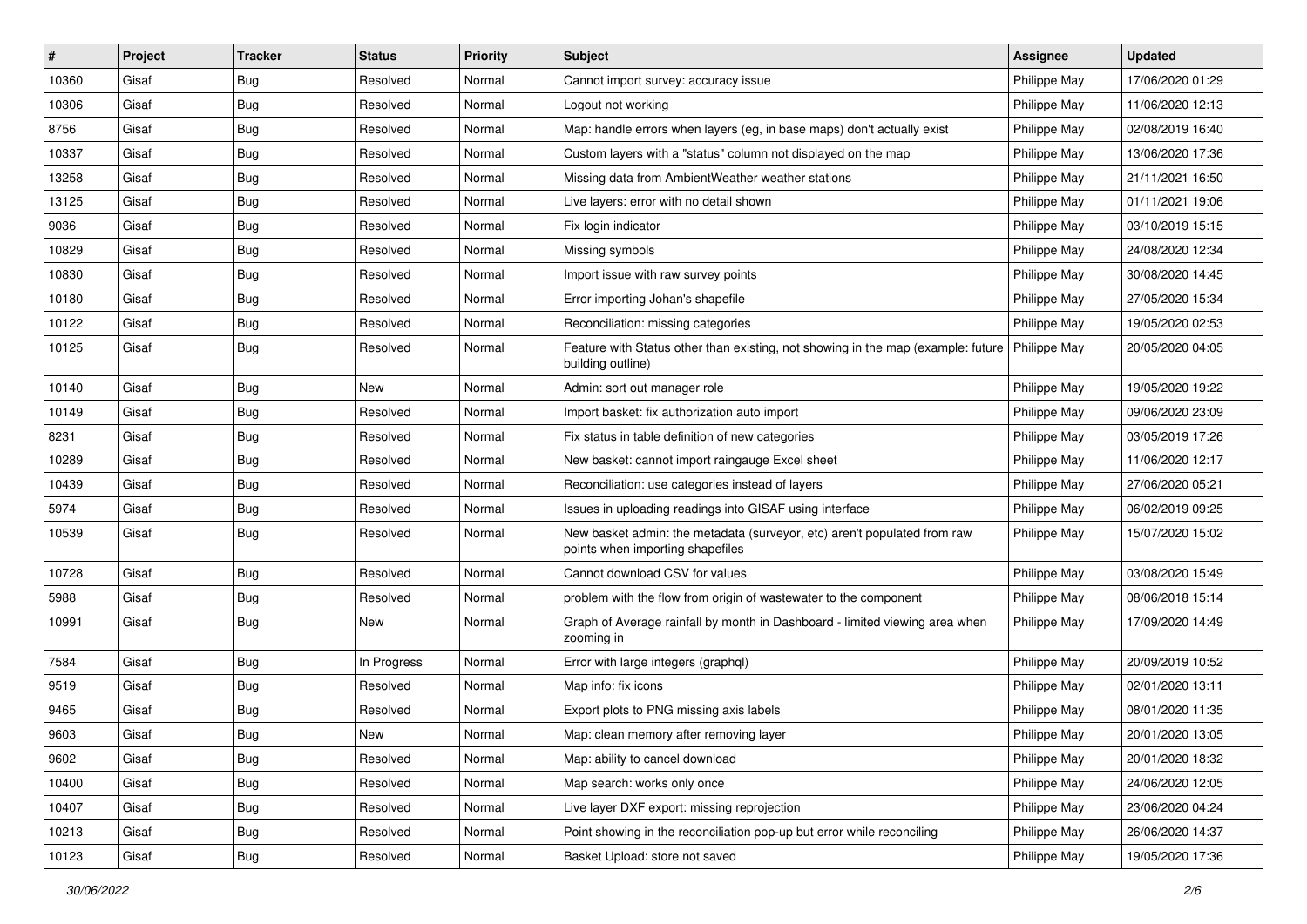| # | Project | Tracker | Status | Priority | Subject | Assignee | Updated |
|---|---|---|---|---|---|---|---|
| 10360 | Gisaf | Bug | Resolved | Normal | Cannot import survey: accuracy issue | Philippe May | 17/06/2020 01:29 |
| 10306 | Gisaf | Bug | Resolved | Normal | Logout not working | Philippe May | 11/06/2020 12:13 |
| 8756 | Gisaf | Bug | Resolved | Normal | Map: handle errors when layers (eg, in base maps) don't actually exist | Philippe May | 02/08/2019 16:40 |
| 10337 | Gisaf | Bug | Resolved | Normal | Custom layers with a "status" column not displayed on the map | Philippe May | 13/06/2020 17:36 |
| 13258 | Gisaf | Bug | Resolved | Normal | Missing data from AmbientWeather weather stations | Philippe May | 21/11/2021 16:50 |
| 13125 | Gisaf | Bug | Resolved | Normal | Live layers: error with no detail shown | Philippe May | 01/11/2021 19:06 |
| 9036 | Gisaf | Bug | Resolved | Normal | Fix login indicator | Philippe May | 03/10/2019 15:15 |
| 10829 | Gisaf | Bug | Resolved | Normal | Missing symbols | Philippe May | 24/08/2020 12:34 |
| 10830 | Gisaf | Bug | Resolved | Normal | Import issue with raw survey points | Philippe May | 30/08/2020 14:45 |
| 10180 | Gisaf | Bug | Resolved | Normal | Error importing Johan's shapefile | Philippe May | 27/05/2020 15:34 |
| 10122 | Gisaf | Bug | Resolved | Normal | Reconciliation: missing categories | Philippe May | 19/05/2020 02:53 |
| 10125 | Gisaf | Bug | Resolved | Normal | Feature with Status other than existing, not showing in the map (example: future building outline) | Philippe May | 20/05/2020 04:05 |
| 10140 | Gisaf | Bug | New | Normal | Admin: sort out manager role | Philippe May | 19/05/2020 19:22 |
| 10149 | Gisaf | Bug | Resolved | Normal | Import basket: fix authorization auto import | Philippe May | 09/06/2020 23:09 |
| 8231 | Gisaf | Bug | Resolved | Normal | Fix status in table definition of new categories | Philippe May | 03/05/2019 17:26 |
| 10289 | Gisaf | Bug | Resolved | Normal | New basket: cannot import raingauge Excel sheet | Philippe May | 11/06/2020 12:17 |
| 10439 | Gisaf | Bug | Resolved | Normal | Reconciliation: use categories instead of layers | Philippe May | 27/06/2020 05:21 |
| 5974 | Gisaf | Bug | Resolved | Normal | Issues in uploading readings into GISAF using interface | Philippe May | 06/02/2019 09:25 |
| 10539 | Gisaf | Bug | Resolved | Normal | New basket admin: the metadata (surveyor, etc) aren't populated from raw points when importing shapefiles | Philippe May | 15/07/2020 15:02 |
| 10728 | Gisaf | Bug | Resolved | Normal | Cannot download CSV for values | Philippe May | 03/08/2020 15:49 |
| 5988 | Gisaf | Bug | Resolved | Normal | problem with the flow from origin of wastewater to the component | Philippe May | 08/06/2018 15:14 |
| 10991 | Gisaf | Bug | New | Normal | Graph of Average rainfall by month in Dashboard - limited viewing area when zooming in | Philippe May | 17/09/2020 14:49 |
| 7584 | Gisaf | Bug | In Progress | Normal | Error with large integers (graphql) | Philippe May | 20/09/2019 10:52 |
| 9519 | Gisaf | Bug | Resolved | Normal | Map info: fix icons | Philippe May | 02/01/2020 13:11 |
| 9465 | Gisaf | Bug | Resolved | Normal | Export plots to PNG missing axis labels | Philippe May | 08/01/2020 11:35 |
| 9603 | Gisaf | Bug | New | Normal | Map: clean memory after removing layer | Philippe May | 20/01/2020 13:05 |
| 9602 | Gisaf | Bug | Resolved | Normal | Map: ability to cancel download | Philippe May | 20/01/2020 18:32 |
| 10400 | Gisaf | Bug | Resolved | Normal | Map search: works only once | Philippe May | 24/06/2020 12:05 |
| 10407 | Gisaf | Bug | Resolved | Normal | Live layer DXF export: missing reprojection | Philippe May | 23/06/2020 04:24 |
| 10213 | Gisaf | Bug | Resolved | Normal | Point showing in the reconciliation pop-up but error while reconciling | Philippe May | 26/06/2020 14:37 |
| 10123 | Gisaf | Bug | Resolved | Normal | Basket Upload: store not saved | Philippe May | 19/05/2020 17:36 |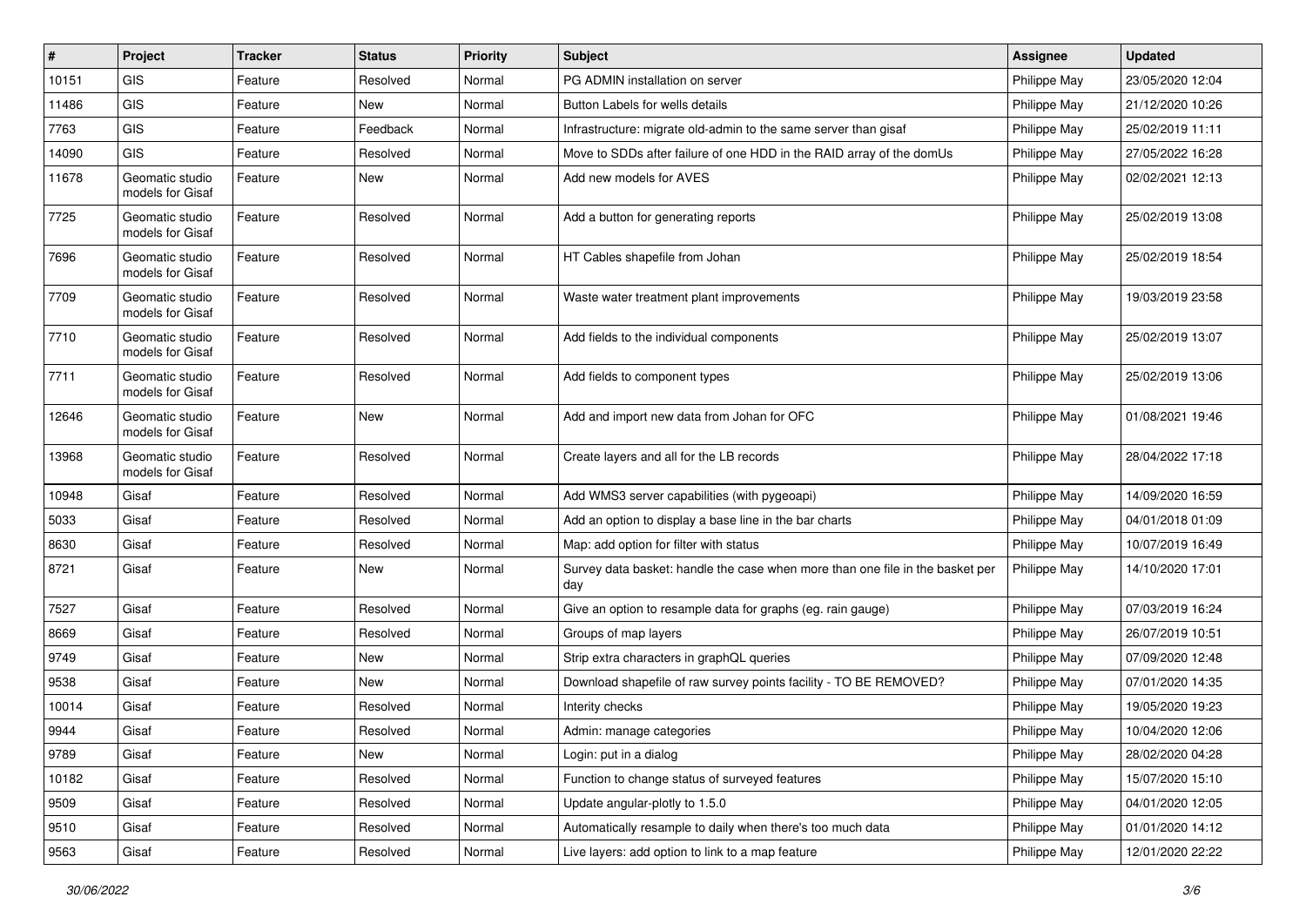| # | Project | Tracker | Status | Priority | Subject | Assignee | Updated |
| --- | --- | --- | --- | --- | --- | --- | --- |
| 10151 | GIS | Feature | Resolved | Normal | PG ADMIN installation on server | Philippe May | 23/05/2020 12:04 |
| 11486 | GIS | Feature | New | Normal | Button Labels for wells details | Philippe May | 21/12/2020 10:26 |
| 7763 | GIS | Feature | Feedback | Normal | Infrastructure: migrate old-admin to the same server than gisaf | Philippe May | 25/02/2019 11:11 |
| 14090 | GIS | Feature | Resolved | Normal | Move to SDDs after failure of one HDD in the RAID array of the domUs | Philippe May | 27/05/2022 16:28 |
| 11678 | Geomatic studio models for Gisaf | Feature | New | Normal | Add new models for AVES | Philippe May | 02/02/2021 12:13 |
| 7725 | Geomatic studio models for Gisaf | Feature | Resolved | Normal | Add a button for generating reports | Philippe May | 25/02/2019 13:08 |
| 7696 | Geomatic studio models for Gisaf | Feature | Resolved | Normal | HT Cables shapefile from Johan | Philippe May | 25/02/2019 18:54 |
| 7709 | Geomatic studio models for Gisaf | Feature | Resolved | Normal | Waste water treatment plant improvements | Philippe May | 19/03/2019 23:58 |
| 7710 | Geomatic studio models for Gisaf | Feature | Resolved | Normal | Add fields to the individual components | Philippe May | 25/02/2019 13:07 |
| 7711 | Geomatic studio models for Gisaf | Feature | Resolved | Normal | Add fields to component types | Philippe May | 25/02/2019 13:06 |
| 12646 | Geomatic studio models for Gisaf | Feature | New | Normal | Add and import new data from Johan for OFC | Philippe May | 01/08/2021 19:46 |
| 13968 | Geomatic studio models for Gisaf | Feature | Resolved | Normal | Create layers and all for the LB records | Philippe May | 28/04/2022 17:18 |
| 10948 | Gisaf | Feature | Resolved | Normal | Add WMS3 server capabilities (with pygeoapi) | Philippe May | 14/09/2020 16:59 |
| 5033 | Gisaf | Feature | Resolved | Normal | Add an option to display a base line in the bar charts | Philippe May | 04/01/2018 01:09 |
| 8630 | Gisaf | Feature | Resolved | Normal | Map: add option for filter with status | Philippe May | 10/07/2019 16:49 |
| 8721 | Gisaf | Feature | New | Normal | Survey data basket: handle the case when more than one file in the basket per day | Philippe May | 14/10/2020 17:01 |
| 7527 | Gisaf | Feature | Resolved | Normal | Give an option to resample data for graphs (eg. rain gauge) | Philippe May | 07/03/2019 16:24 |
| 8669 | Gisaf | Feature | Resolved | Normal | Groups of map layers | Philippe May | 26/07/2019 10:51 |
| 9749 | Gisaf | Feature | New | Normal | Strip extra characters in graphQL queries | Philippe May | 07/09/2020 12:48 |
| 9538 | Gisaf | Feature | New | Normal | Download shapefile of raw survey points facility - TO BE REMOVED? | Philippe May | 07/01/2020 14:35 |
| 10014 | Gisaf | Feature | Resolved | Normal | Interity checks | Philippe May | 19/05/2020 19:23 |
| 9944 | Gisaf | Feature | Resolved | Normal | Admin: manage categories | Philippe May | 10/04/2020 12:06 |
| 9789 | Gisaf | Feature | New | Normal | Login: put in a dialog | Philippe May | 28/02/2020 04:28 |
| 10182 | Gisaf | Feature | Resolved | Normal | Function to change status of surveyed features | Philippe May | 15/07/2020 15:10 |
| 9509 | Gisaf | Feature | Resolved | Normal | Update angular-plotly to 1.5.0 | Philippe May | 04/01/2020 12:05 |
| 9510 | Gisaf | Feature | Resolved | Normal | Automatically resample to daily when there's too much data | Philippe May | 01/01/2020 14:12 |
| 9563 | Gisaf | Feature | Resolved | Normal | Live layers: add option to link to a map feature | Philippe May | 12/01/2020 22:22 |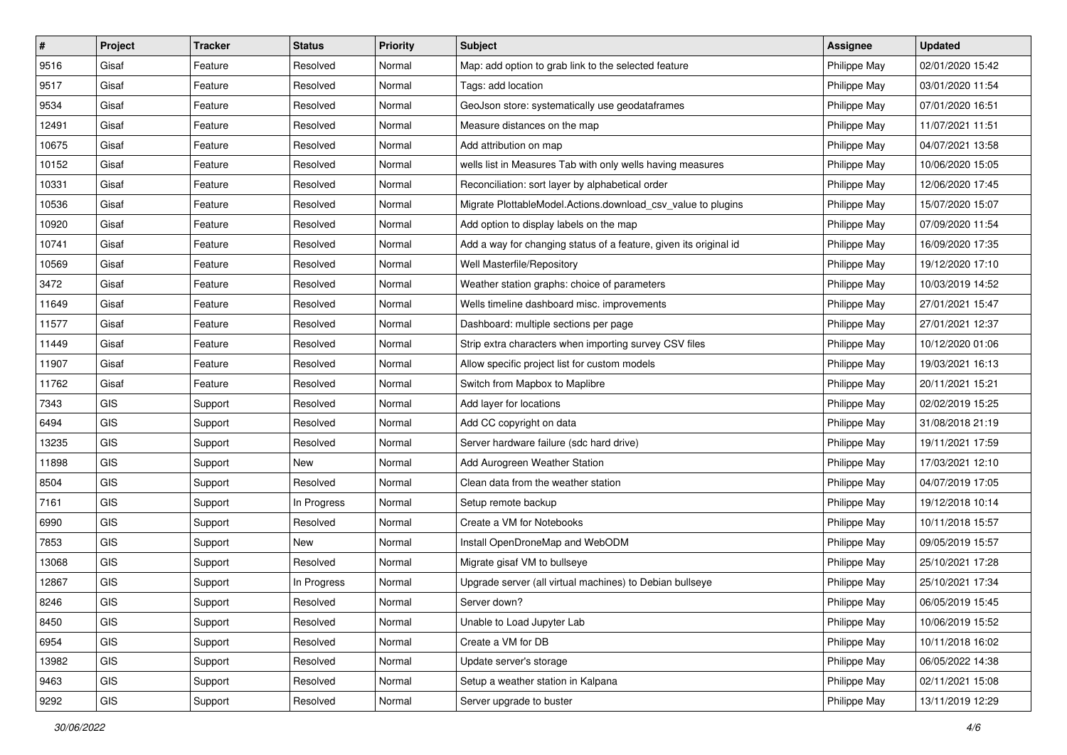| # | Project | Tracker | Status | Priority | Subject | Assignee | Updated |
|---|---|---|---|---|---|---|---|
| 9516 | Gisaf | Feature | Resolved | Normal | Map: add option to grab link to the selected feature | Philippe May | 02/01/2020 15:42 |
| 9517 | Gisaf | Feature | Resolved | Normal | Tags: add location | Philippe May | 03/01/2020 11:54 |
| 9534 | Gisaf | Feature | Resolved | Normal | GeoJson store: systematically use geodataframes | Philippe May | 07/01/2020 16:51 |
| 12491 | Gisaf | Feature | Resolved | Normal | Measure distances on the map | Philippe May | 11/07/2021 11:51 |
| 10675 | Gisaf | Feature | Resolved | Normal | Add attribution on map | Philippe May | 04/07/2021 13:58 |
| 10152 | Gisaf | Feature | Resolved | Normal | wells list in Measures Tab with only wells having measures | Philippe May | 10/06/2020 15:05 |
| 10331 | Gisaf | Feature | Resolved | Normal | Reconciliation: sort layer by alphabetical order | Philippe May | 12/06/2020 17:45 |
| 10536 | Gisaf | Feature | Resolved | Normal | Migrate PlottableModel.Actions.download_csv_value to plugins | Philippe May | 15/07/2020 15:07 |
| 10920 | Gisaf | Feature | Resolved | Normal | Add option to display labels on the map | Philippe May | 07/09/2020 11:54 |
| 10741 | Gisaf | Feature | Resolved | Normal | Add a way for changing status of a feature, given its original id | Philippe May | 16/09/2020 17:35 |
| 10569 | Gisaf | Feature | Resolved | Normal | Well Masterfile/Repository | Philippe May | 19/12/2020 17:10 |
| 3472 | Gisaf | Feature | Resolved | Normal | Weather station graphs: choice of parameters | Philippe May | 10/03/2019 14:52 |
| 11649 | Gisaf | Feature | Resolved | Normal | Wells timeline dashboard misc. improvements | Philippe May | 27/01/2021 15:47 |
| 11577 | Gisaf | Feature | Resolved | Normal | Dashboard: multiple sections per page | Philippe May | 27/01/2021 12:37 |
| 11449 | Gisaf | Feature | Resolved | Normal | Strip extra characters when importing survey CSV files | Philippe May | 10/12/2020 01:06 |
| 11907 | Gisaf | Feature | Resolved | Normal | Allow specific project list for custom models | Philippe May | 19/03/2021 16:13 |
| 11762 | Gisaf | Feature | Resolved | Normal | Switch from Mapbox to Maplibre | Philippe May | 20/11/2021 15:21 |
| 7343 | GIS | Support | Resolved | Normal | Add layer for locations | Philippe May | 02/02/2019 15:25 |
| 6494 | GIS | Support | Resolved | Normal | Add CC copyright on data | Philippe May | 31/08/2018 21:19 |
| 13235 | GIS | Support | Resolved | Normal | Server hardware failure (sdc hard drive) | Philippe May | 19/11/2021 17:59 |
| 11898 | GIS | Support | New | Normal | Add Aurogreen Weather Station | Philippe May | 17/03/2021 12:10 |
| 8504 | GIS | Support | Resolved | Normal | Clean data from the weather station | Philippe May | 04/07/2019 17:05 |
| 7161 | GIS | Support | In Progress | Normal | Setup remote backup | Philippe May | 19/12/2018 10:14 |
| 6990 | GIS | Support | Resolved | Normal | Create a VM for Notebooks | Philippe May | 10/11/2018 15:57 |
| 7853 | GIS | Support | New | Normal | Install OpenDroneMap and WebODM | Philippe May | 09/05/2019 15:57 |
| 13068 | GIS | Support | Resolved | Normal | Migrate gisaf VM to bullseye | Philippe May | 25/10/2021 17:28 |
| 12867 | GIS | Support | In Progress | Normal | Upgrade server (all virtual machines) to Debian bullseye | Philippe May | 25/10/2021 17:34 |
| 8246 | GIS | Support | Resolved | Normal | Server down? | Philippe May | 06/05/2019 15:45 |
| 8450 | GIS | Support | Resolved | Normal | Unable to Load Jupyter Lab | Philippe May | 10/06/2019 15:52 |
| 6954 | GIS | Support | Resolved | Normal | Create a VM for DB | Philippe May | 10/11/2018 16:02 |
| 13982 | GIS | Support | Resolved | Normal | Update server's storage | Philippe May | 06/05/2022 14:38 |
| 9463 | GIS | Support | Resolved | Normal | Setup a weather station in Kalpana | Philippe May | 02/11/2021 15:08 |
| 9292 | GIS | Support | Resolved | Normal | Server upgrade to buster | Philippe May | 13/11/2019 12:29 |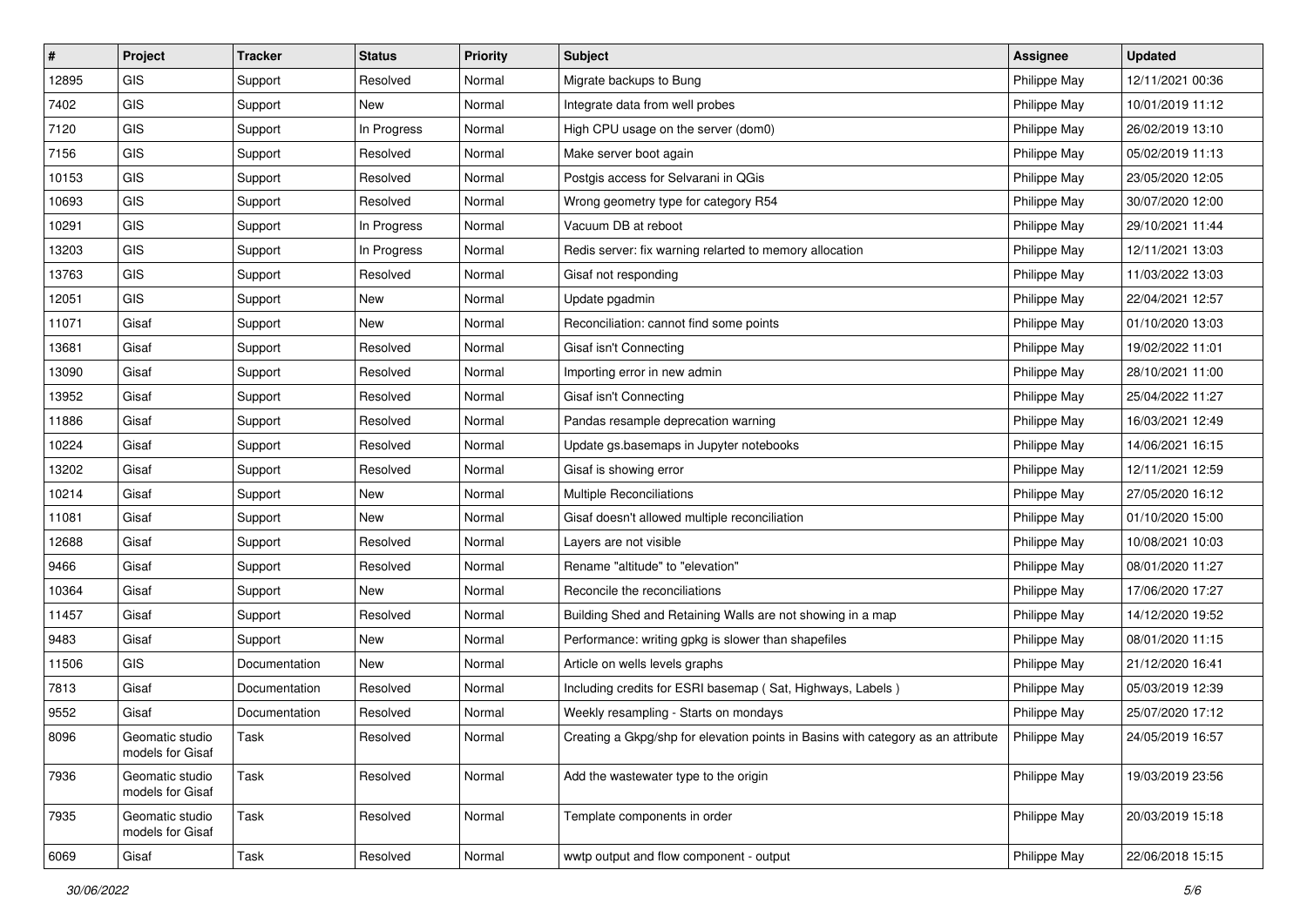| # | Project | Tracker | Status | Priority | Subject | Assignee | Updated |
|---|---|---|---|---|---|---|---|
| 12895 | GIS | Support | Resolved | Normal | Migrate backups to Bung | Philippe May | 12/11/2021 00:36 |
| 7402 | GIS | Support | New | Normal | Integrate data from well probes | Philippe May | 10/01/2019 11:12 |
| 7120 | GIS | Support | In Progress | Normal | High CPU usage on the server (dom0) | Philippe May | 26/02/2019 13:10 |
| 7156 | GIS | Support | Resolved | Normal | Make server boot again | Philippe May | 05/02/2019 11:13 |
| 10153 | GIS | Support | Resolved | Normal | Postgis access for Selvarani in QGis | Philippe May | 23/05/2020 12:05 |
| 10693 | GIS | Support | Resolved | Normal | Wrong geometry type for category R54 | Philippe May | 30/07/2020 12:00 |
| 10291 | GIS | Support | In Progress | Normal | Vacuum DB at reboot | Philippe May | 29/10/2021 11:44 |
| 13203 | GIS | Support | In Progress | Normal | Redis server: fix warning relarted to memory allocation | Philippe May | 12/11/2021 13:03 |
| 13763 | GIS | Support | Resolved | Normal | Gisaf not responding | Philippe May | 11/03/2022 13:03 |
| 12051 | GIS | Support | New | Normal | Update pgadmin | Philippe May | 22/04/2021 12:57 |
| 11071 | Gisaf | Support | New | Normal | Reconciliation: cannot find some points | Philippe May | 01/10/2020 13:03 |
| 13681 | Gisaf | Support | Resolved | Normal | Gisaf isn't Connecting | Philippe May | 19/02/2022 11:01 |
| 13090 | Gisaf | Support | Resolved | Normal | Importing error in new admin | Philippe May | 28/10/2021 11:00 |
| 13952 | Gisaf | Support | Resolved | Normal | Gisaf isn't Connecting | Philippe May | 25/04/2022 11:27 |
| 11886 | Gisaf | Support | Resolved | Normal | Pandas resample deprecation warning | Philippe May | 16/03/2021 12:49 |
| 10224 | Gisaf | Support | Resolved | Normal | Update gs.basemaps in Jupyter notebooks | Philippe May | 14/06/2021 16:15 |
| 13202 | Gisaf | Support | Resolved | Normal | Gisaf is showing error | Philippe May | 12/11/2021 12:59 |
| 10214 | Gisaf | Support | New | Normal | Multiple Reconciliations | Philippe May | 27/05/2020 16:12 |
| 11081 | Gisaf | Support | New | Normal | Gisaf doesn't allowed multiple reconciliation | Philippe May | 01/10/2020 15:00 |
| 12688 | Gisaf | Support | Resolved | Normal | Layers are not visible | Philippe May | 10/08/2021 10:03 |
| 9466 | Gisaf | Support | Resolved | Normal | Rename "altitude" to "elevation" | Philippe May | 08/01/2020 11:27 |
| 10364 | Gisaf | Support | New | Normal | Reconcile the reconciliations | Philippe May | 17/06/2020 17:27 |
| 11457 | Gisaf | Support | Resolved | Normal | Building Shed and Retaining Walls are not showing in a map | Philippe May | 14/12/2020 19:52 |
| 9483 | Gisaf | Support | New | Normal | Performance: writing gpkg is slower than shapefiles | Philippe May | 08/01/2020 11:15 |
| 11506 | GIS | Documentation | New | Normal | Article on wells levels graphs | Philippe May | 21/12/2020 16:41 |
| 7813 | Gisaf | Documentation | Resolved | Normal | Including credits for ESRI basemap ( Sat, Highways, Labels ) | Philippe May | 05/03/2019 12:39 |
| 9552 | Gisaf | Documentation | Resolved | Normal | Weekly resampling - Starts on mondays | Philippe May | 25/07/2020 17:12 |
| 8096 | Geomatic studio models for Gisaf | Task | Resolved | Normal | Creating a Gkpg/shp for elevation points in Basins with category as an attribute | Philippe May | 24/05/2019 16:57 |
| 7936 | Geomatic studio models for Gisaf | Task | Resolved | Normal | Add the wastewater type to the origin | Philippe May | 19/03/2019 23:56 |
| 7935 | Geomatic studio models for Gisaf | Task | Resolved | Normal | Template components in order | Philippe May | 20/03/2019 15:18 |
| 6069 | Gisaf | Task | Resolved | Normal | wwtp output and flow component - output | Philippe May | 22/06/2018 15:15 |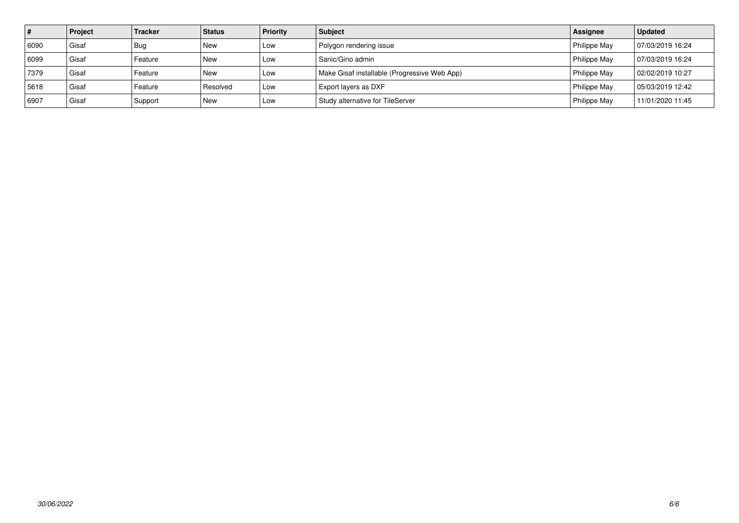| # | Project | Tracker | Status | Priority | Subject | Assignee | Updated |
|---|---|---|---|---|---|---|---|
| 6090 | Gisaf | Bug | New | Low | Polygon rendering issue | Philippe May | 07/03/2019 16:24 |
| 6099 | Gisaf | Feature | New | Low | Sanic/Gino admin | Philippe May | 07/03/2019 16:24 |
| 7379 | Gisaf | Feature | New | Low | Make Gisaf installable (Progressive Web App) | Philippe May | 02/02/2019 10:27 |
| 5618 | Gisaf | Feature | Resolved | Low | Export layers as DXF | Philippe May | 05/03/2019 12:42 |
| 6907 | Gisaf | Support | New | Low | Study alternative for TileServer | Philippe May | 11/01/2020 11:45 |